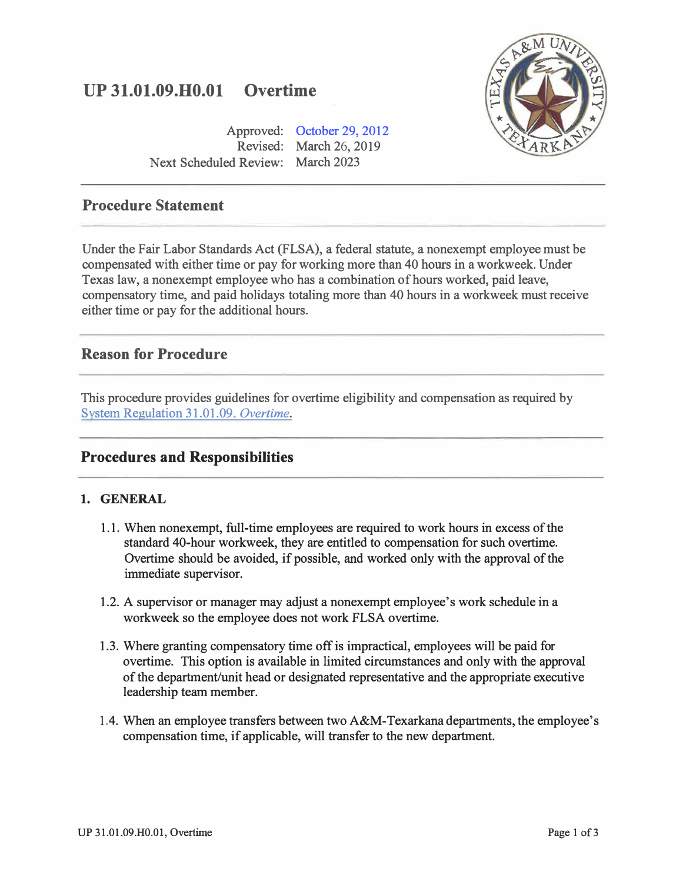# UP 31.01.09.H0.01 Overtime

Approved: October 29, 2012
Revised: March 26, 2019
Next Scheduled Review: March 2023

## Procedure Statement

Under the Fair Labor Standards Act (FLSA), a federal statute, a nonexempt employee must be compensated with either time or pay for working more than 40 hours in a workweek. Under Texas law, a nonexempt employee who has a combination of hours worked, paid leave, compensatory time, and paid holidays totaling more than 40 hours in a workweek must receive either time or pay for the additional hours.

## Reason for Procedure

This procedure provides guidelines for overtime eligibility and compensation as required by System Regulation 31.01.09, *Overtime*.

## Procedures and Responsibilities

### 1. GENERAL

1.1. When nonexempt, full-time employees are required to work hours in excess of the standard 40-hour workweek, they are entitled to compensation for such overtime. Overtime should be avoided, if possible, and worked only with the approval of the immediate supervisor.

1.2. A supervisor or manager may adjust a nonexempt employee's work schedule in a workweek so the employee does not work FLSA overtime.

1.3. Where granting compensatory time off is impractical, employees will be paid for overtime. This option is available in limited circumstances and only with the approval of the department/unit head or designated representative and the appropriate executive leadership team member.

1.4. When an employee transfers between two A&M-Texarkana departments, the employee's compensation time, if applicable, will transfer to the new department.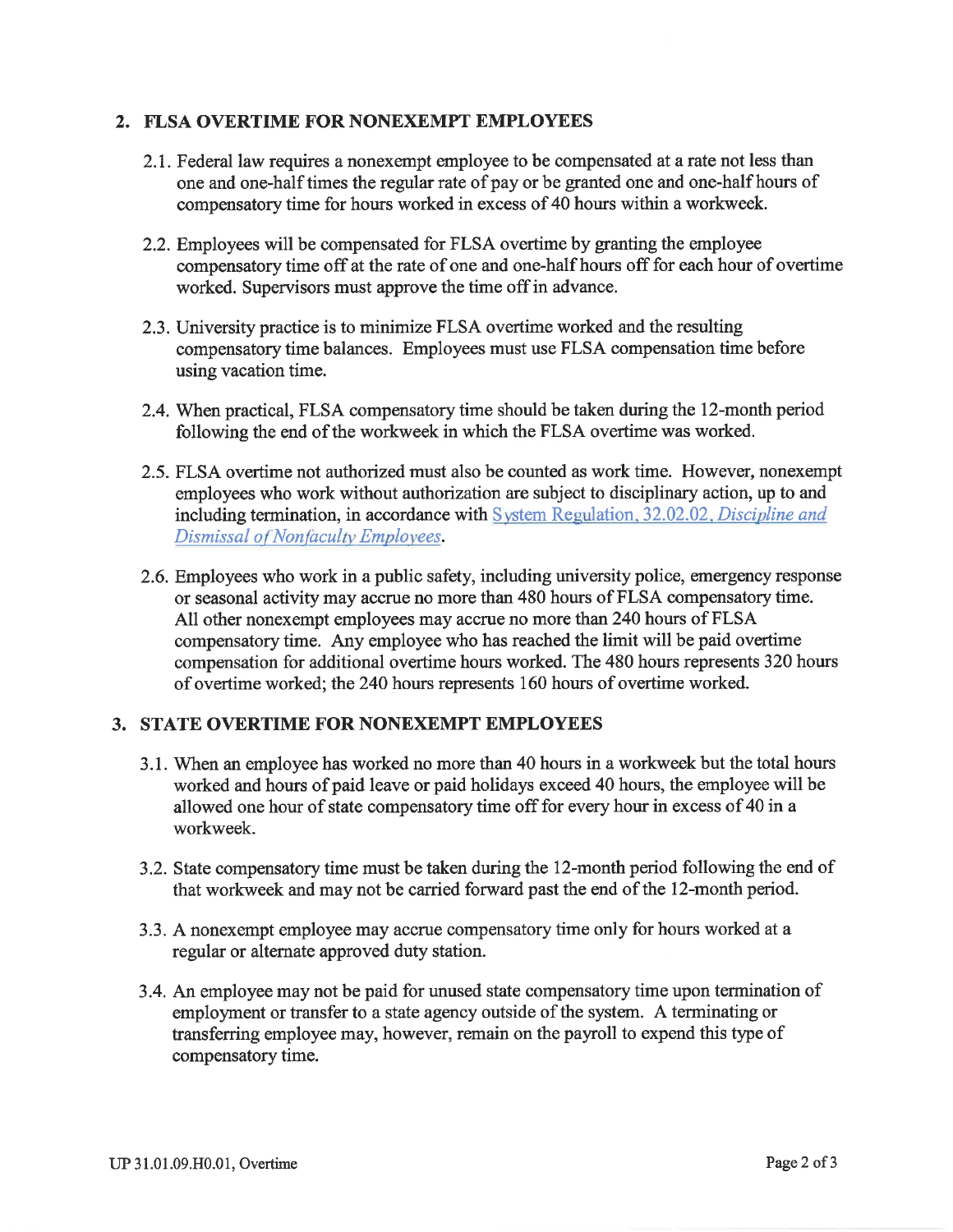## 2. FLSA OVERTIME FOR NONEXEMPT EMPLOYEES

2.1. Federal law requires a nonexempt employee to be compensated at a rate not less than one and one-half times the regular rate of pay or be granted one and one-half hours of compensatory time for hours worked in excess of 40 hours within a workweek.

2.2. Employees will be compensated for FLSA overtime by granting the employee compensatory time off at the rate of one and one-half hours off for each hour of overtime worked. Supervisors must approve the time off in advance.

2.3. University practice is to minimize FLSA overtime worked and the resulting compensatory time balances. Employees must use FLSA compensation time before using vacation time.

2.4. When practical, FLSA compensatory time should be taken during the 12-month period following the end of the workweek in which the FLSA overtime was worked.

2.5. FLSA overtime not authorized must also be counted as work time. However, nonexempt employees who work without authorization are subject to disciplinary action, up to and including termination, in accordance with System Regulation, 32.02.02, *Discipline and Dismissal of Nonfaculty Employees*.

2.6. Employees who work in a public safety, including university police, emergency response or seasonal activity may accrue no more than 480 hours of FLSA compensatory time. All other nonexempt employees may accrue no more than 240 hours of FLSA compensatory time. Any employee who has reached the limit will be paid overtime compensation for additional overtime hours worked. The 480 hours represents 320 hours of overtime worked; the 240 hours represents 160 hours of overtime worked.

## 3. STATE OVERTIME FOR NONEXEMPT EMPLOYEES

3.1. When an employee has worked no more than 40 hours in a workweek but the total hours worked and hours of paid leave or paid holidays exceed 40 hours, the employee will be allowed one hour of state compensatory time off for every hour in excess of 40 in a workweek.

3.2. State compensatory time must be taken during the 12-month period following the end of that workweek and may not be carried forward past the end of the 12-month period.

3.3. A nonexempt employee may accrue compensatory time only for hours worked at a regular or alternate approved duty station.

3.4. An employee may not be paid for unused state compensatory time upon termination of employment or transfer to a state agency outside of the system. A terminating or transferring employee may, however, remain on the payroll to expend this type of compensatory time.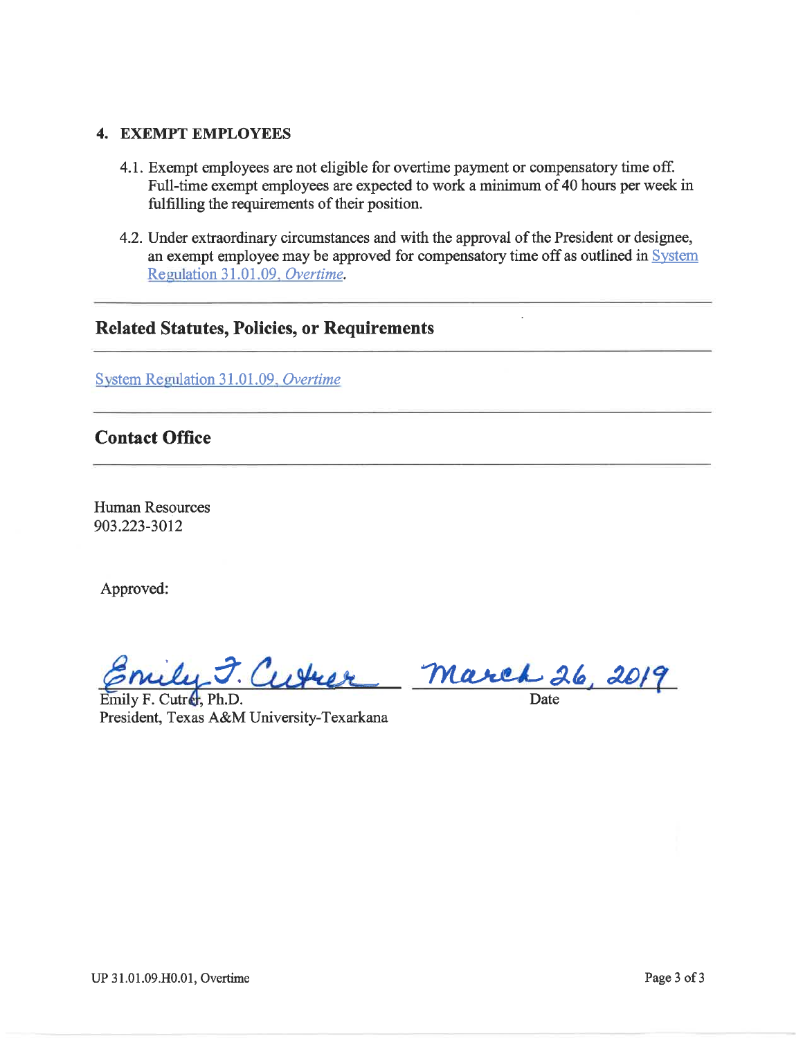## 4. EXEMPT EMPLOYEES

4.1. Exempt employees are not eligible for overtime payment or compensatory time off. Full-time exempt employees are expected to work a minimum of 40 hours per week in fulfilling the requirements of their position.

4.2. Under extraordinary circumstances and with the approval of the President or designee, an exempt employee may be approved for compensatory time off as outlined in System Regulation 31.01.09, *Overtime*.

## Related Statutes, Policies, or Requirements

System Regulation 31.01.09, *Overtime*

## Contact Office

Human Resources
903.223-3012

Approved:

Emily F. Cutrer — March 26, 2019

Emily F. Cutrer, Ph.D.
President, Texas A&M University-Texarkana

Date